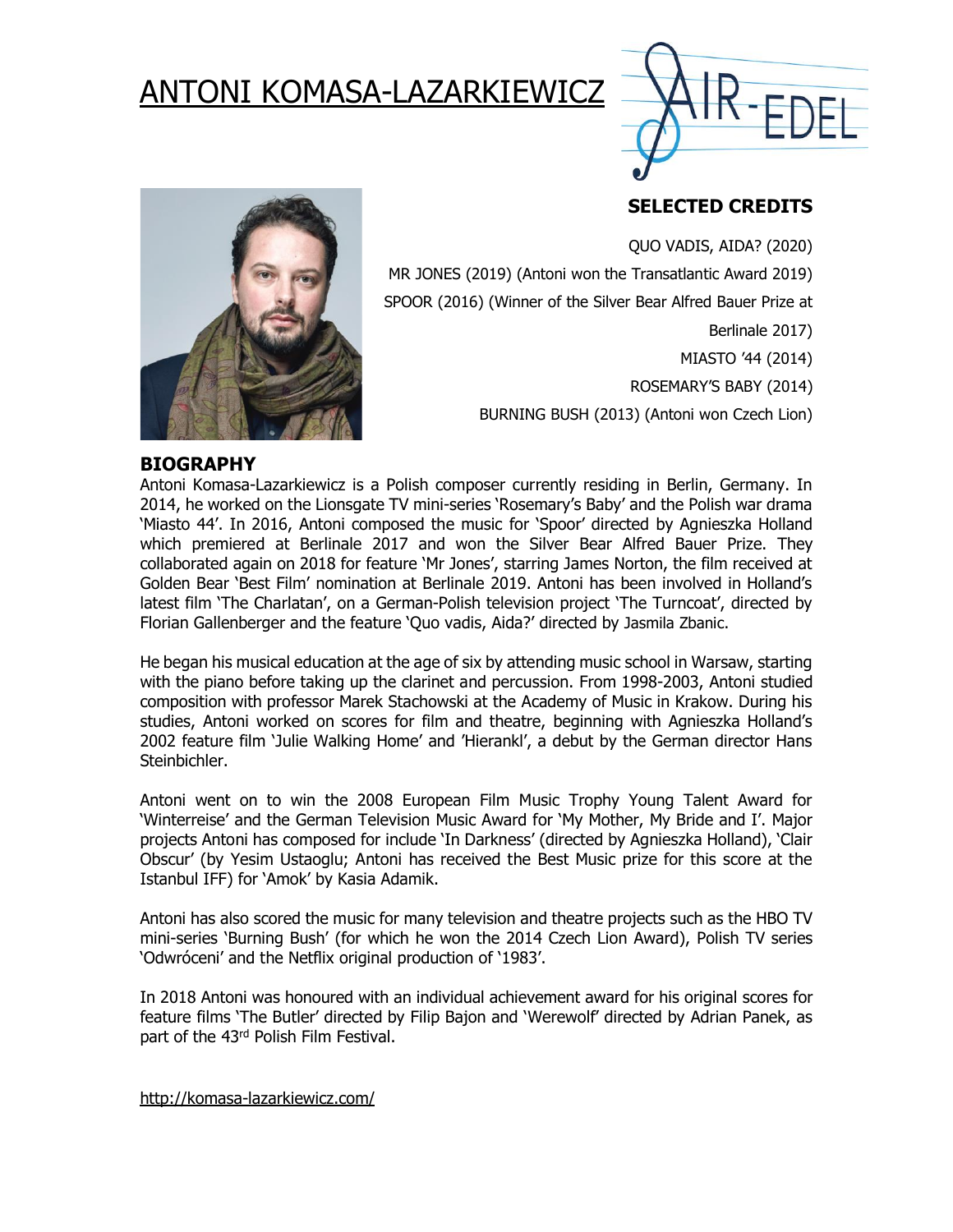# ANTONI KOMASA-LAZARKIEWICZ

## SELECTED CREDITS

QUO VADIS, AIDA? (2020)

MR JONES (2019) (Antoni won the Transatlantic Award 2019)

SPOOR (2016) (Winner of the Silver Bear Alfred Bauer Prize at Berlinale 2017)

MIASTO '44 (2014)

ROSEMARY'S BABY (2014)

BURNING BUSH (2013) (Antoni won Czech Lion)

## BIOGRAPHY

Antoni Komasa-Lazarkiewicz is a Polish composer currently residing in Berlin, Germany. In 2014, he worked on the Lionsgate TV mini-series 'Rosemary's Baby' and the Polish war drama 'Miasto 44'. In 2016, Antoni composed the music for 'Spoor' directed by Agnieszka Holland which premiered at Berlinale 2017 and won the Silver Bear Alfred Bauer Prize. They collaborated again on 2018 for feature 'Mr Jones', starring James Norton, the film received at Golden Bear 'Best Film' nomination at Berlinale 2019. Antoni has been involved in Holland's latest film 'The Charlatan', on a German-Polish television project 'The Turncoat', directed by Florian Gallenberger and the feature 'Quo vadis, Aida?' directed by Jasmila Zbanic.

He began his musical education at the age of six by attending music school in Warsaw, starting with the piano before taking up the clarinet and percussion. From 1998-2003, Antoni studied composition with professor Marek Stachowski at the Academy of Music in Krakow. During his studies, Antoni worked on scores for film and theatre, beginning with Agnieszka Holland's 2002 feature film 'Julie Walking Home' and 'Hierankl', a debut by the German director Hans Steinbichler.

Antoni went on to win the 2008 European Film Music Trophy Young Talent Award for 'Winterreise' and the German Television Music Award for 'My Mother, My Bride and I'. Major projects Antoni has composed for include 'In Darkness' (directed by Agnieszka Holland), 'Clair Obscur' (by Yesim Ustaoglu; Antoni has received the Best Music prize for this score at the Istanbul IFF) for 'Amok' by Kasia Adamik.

Antoni has also scored the music for many television and theatre projects such as the HBO TV mini-series 'Burning Bush' (for which he won the 2014 Czech Lion Award), Polish TV series 'Odwróceni' and the Netflix original production of '1983'.

In 2018 Antoni was honoured with an individual achievement award for his original scores for feature films 'The Butler' directed by Filip Bajon and 'Werewolf' directed by Adrian Panek, as part of the 43rd Polish Film Festival.

http://komasa-lazarkiewicz.com/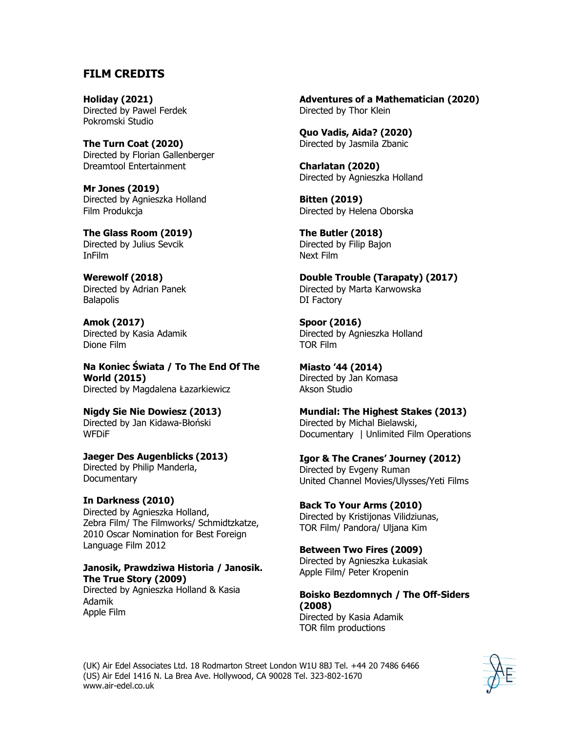## FILM CREDITS

**Holiday (2021)**
Directed by Pawel Ferdek
Pokromski Studio

**The Turn Coat (2020)**
Directed by Florian Gallenberger
Dreamtool Entertainment

**Mr Jones (2019)**
Directed by Agnieszka Holland
Film Produkcja

**The Glass Room (2019)**
Directed by Julius Sevcik
InFilm

**Werewolf (2018)**
Directed by Adrian Panek
Balapolis

**Amok (2017)**
Directed by Kasia Adamik
Dione Film

**Na Koniec Świata / To The End Of The World (2015)**
Directed by Magdalena Łazarkiewicz

**Nigdy Sie Nie Dowiesz (2013)**
Directed by Jan Kidawa-Błoński
WFDiF

**Jaeger Des Augenblicks (2013)**
Directed by Philip Manderla,
Documentary

**In Darkness (2010)**
Directed by Agnieszka Holland,
Zebra Film/ The Filmworks/ Schmidtzkatze,
2010 Oscar Nomination for Best Foreign Language Film 2012

**Janosik, Prawdziwa Historia / Janosik. The True Story (2009)**
Directed by Agnieszka Holland & Kasia Adamik
Apple Film

**Adventures of a Mathematician (2020)**
Directed by Thor Klein

**Quo Vadis, Aida? (2020)**
Directed by Jasmila Zbanic

**Charlatan (2020)**
Directed by Agnieszka Holland

**Bitten (2019)**
Directed by Helena Oborska

**The Butler (2018)**
Directed by Filip Bajon
Next Film

**Double Trouble (Tarapaty) (2017)**
Directed by Marta Karwowska
DI Factory

**Spoor (2016)**
Directed by Agnieszka Holland
TOR Film

**Miasto '44 (2014)**
Directed by Jan Komasa
Akson Studio

**Mundial: The Highest Stakes (2013)**
Directed by Michal Bielawski,
Documentary | Unlimited Film Operations

**Igor & The Cranes' Journey (2012)**
Directed by Evgeny Ruman
United Channel Movies/Ulysses/Yeti Films

**Back To Your Arms (2010)**
Directed by Kristijonas Vilidziunas,
TOR Film/ Pandora/ Uljana Kim

**Between Two Fires (2009)**
Directed by Agnieszka Łukasiak
Apple Film/ Peter Kropenin

**Boisko Bezdomnych / The Off-Siders (2008)**
Directed by Kasia Adamik
TOR film productions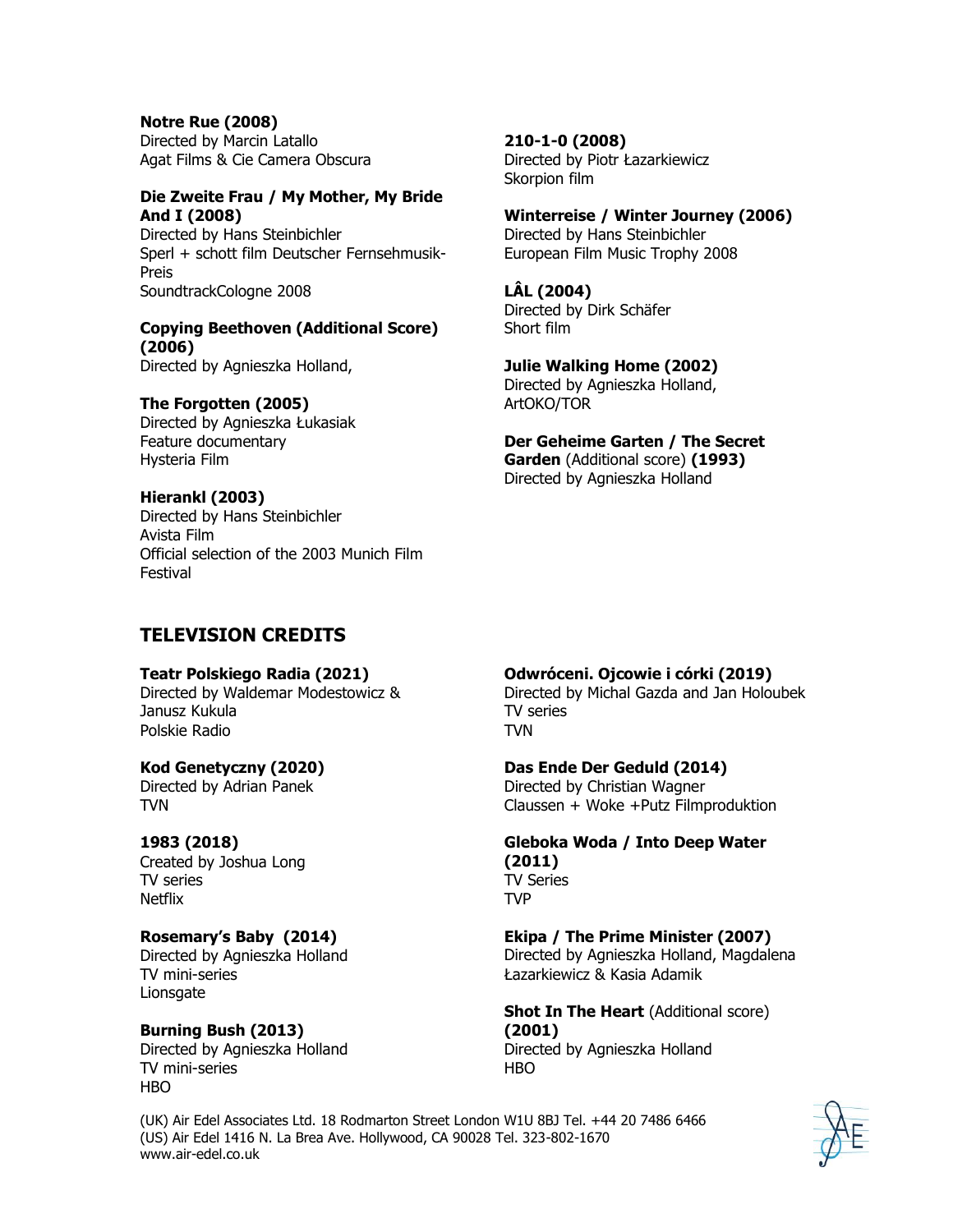**Notre Rue (2008)**
Directed by Marcin Latallo
Agat Films & Cie Camera Obscura

**Die Zweite Frau / My Mother, My Bride And I (2008)**
Directed by Hans Steinbichler
Sperl + schott film Deutscher Fernsehmusik-Preis
SoundtrackCologne 2008

**Copying Beethoven (Additional Score) (2006)**
Directed by Agnieszka Holland,

**The Forgotten (2005)**
Directed by Agnieszka Łukasiak
Feature documentary
Hysteria Film

**Hierankl (2003)**
Directed by Hans Steinbichler
Avista Film
Official selection of the 2003 Munich Film Festival

**210-1-0 (2008)**
Directed by Piotr Łazarkiewicz
Skorpion film

**Winterreise / Winter Journey (2006)**
Directed by Hans Steinbichler
European Film Music Trophy 2008

**LÂL (2004)**
Directed by Dirk Schäfer
Short film

**Julie Walking Home (2002)**
Directed by Agnieszka Holland,
ArtOKO/TOR

**Der Geheime Garten / The Secret Garden** (Additional score) **(1993)**
Directed by Agnieszka Holland

## TELEVISION CREDITS

**Teatr Polskiego Radia (2021)**
Directed by Waldemar Modestowicz & Janusz Kukula
Polskie Radio

**Kod Genetyczny (2020)**
Directed by Adrian Panek
TVN

**1983 (2018)**
Created by Joshua Long
TV series
Netflix

**Rosemary's Baby (2014)**
Directed by Agnieszka Holland
TV mini-series
Lionsgate

**Burning Bush (2013)**
Directed by Agnieszka Holland
TV mini-series
HBO

**Odwróceni. Ojcowie i córki (2019)**
Directed by Michal Gazda and Jan Holoubek
TV series
TVN

**Das Ende Der Geduld (2014)**
Directed by Christian Wagner
Claussen + Woke +Putz Filmproduktion

**Gleboka Woda / Into Deep Water (2011)**
TV Series
TVP

**Ekipa / The Prime Minister (2007)**
Directed by Agnieszka Holland, Magdalena Łazarkiewicz & Kasia Adamik

**Shot In The Heart** (Additional score) **(2001)**
Directed by Agnieszka Holland
HBO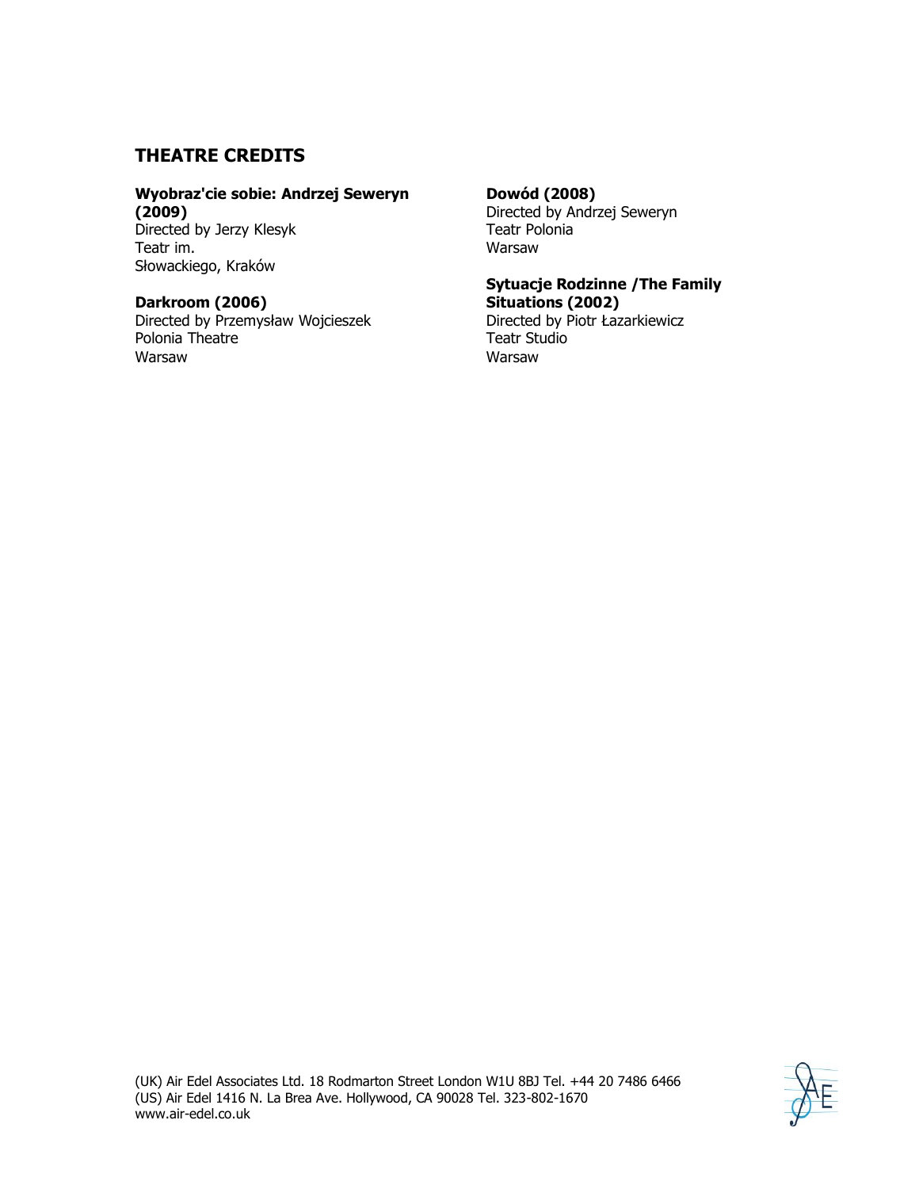## THEATRE CREDITS

**Wyobraz'cie sobie: Andrzej Seweryn (2009)**
Directed by Jerzy Klesyk
Teatr im.
Słowackiego, Kraków

**Darkroom (2006)**
Directed by Przemysław Wojcieszek
Polonia Theatre
Warsaw

**Dowód (2008)**
Directed by Andrzej Seweryn
Teatr Polonia
Warsaw

**Sytuacje Rodzinne /The Family Situations (2002)**
Directed by Piotr Łazarkiewicz
Teatr Studio
Warsaw

(UK) Air Edel Associates Ltd. 18 Rodmarton Street London W1U 8BJ Tel. +44 20 7486 6466
(US) Air Edel 1416 N. La Brea Ave. Hollywood, CA 90028 Tel. 323-802-1670
www.air-edel.co.uk